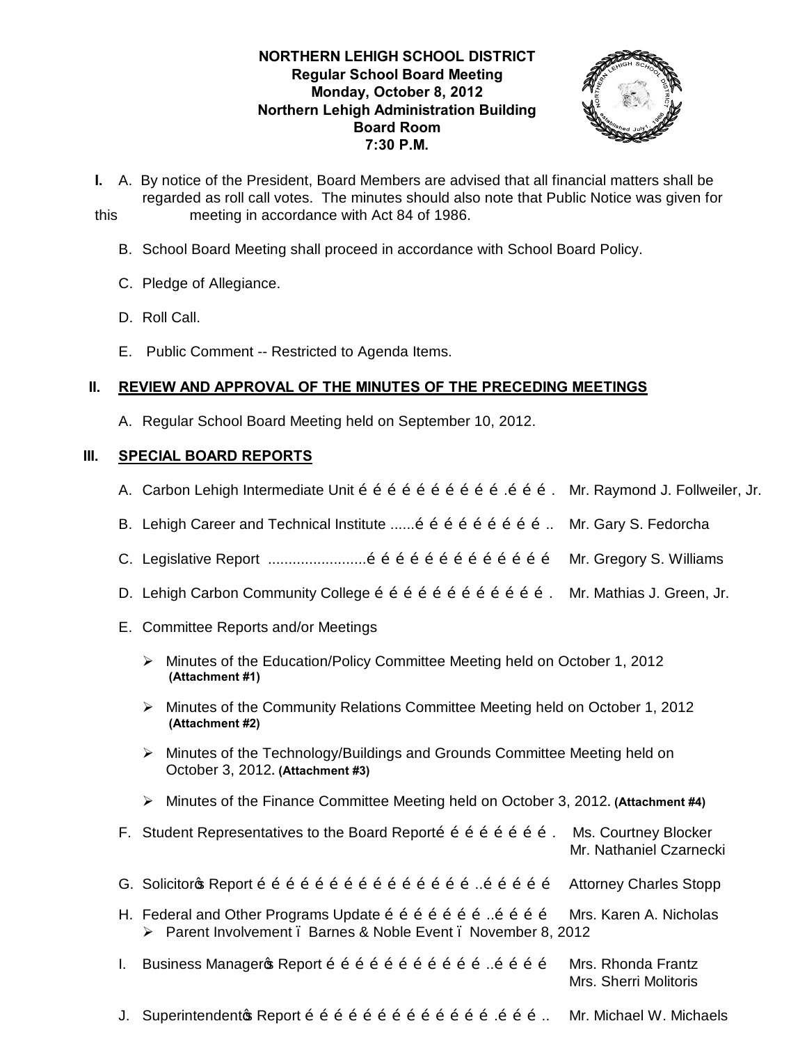**NORTHERN LEHIGH SCHOOL DISTRICT**
**Regular School Board Meeting**
**Monday, October 8, 2012**
**Northern Lehigh Administration Building**
**Board Room**
**7:30 P.M.**

**I.** A. By notice of the President, Board Members are advised that all financial matters shall be regarded as roll call votes. The minutes should also note that Public Notice was given for this meeting in accordance with Act 84 of 1986.

B. School Board Meeting shall proceed in accordance with School Board Policy.

C. Pledge of Allegiance.

D. Roll Call.

E. Public Comment -- Restricted to Agenda Items.

## II. REVIEW AND APPROVAL OF THE MINUTES OF THE PRECEDING MEETINGS

A. Regular School Board Meeting held on September 10, 2012.

## III. SPECIAL BOARD REPORTS

A. Carbon Lehigh Intermediate Unit é é é é é é é é é é .é é é . Mr. Raymond J. Follweiler, Jr.

B. Lehigh Career and Technical Institute ......é é é é é é é é é .. Mr. Gary S. Fedorcha

C. Legislative Report ........................é é é é é é é é é é é é é Mr. Gregory S. Williams

D. Lehigh Carbon Community College é é é é é é é é é é é é . Mr. Mathias J. Green, Jr.

E. Committee Reports and/or Meetings

- Minutes of the Education/Policy Committee Meeting held on October 1, 2012 **(Attachment #1)**
- Minutes of the Community Relations Committee Meeting held on October 1, 2012 **(Attachment #2)**
- Minutes of the Technology/Buildings and Grounds Committee Meeting held on October 3, 2012**. (Attachment #3)**
- Minutes of the Finance Committee Meeting held on October 3, 2012**. (Attachment #4)**

F. Student Representatives to the Board Reporté é é é é é é é . Ms. Courtney Blocker
Mr. Nathaniel Czarnecki

G. Solicitor's Report é é é é é é é é é é é é é é é é ..é é é é é Attorney Charles Stopp

H. Federal and Other Programs Update é é é é é é é ..é é é é Mrs. Karen A. Nicholas

- Parent Involvement – Barnes & Noble Event – November 8, 2012

I. Business Manager's Report é é é é é é é é é é é ..é é é é Mrs. Rhonda Frantz
Mrs. Sherri Molitoris

J. Superintendent's Report é é é é é é é é é é é é é .é é é .. Mr. Michael W. Michaels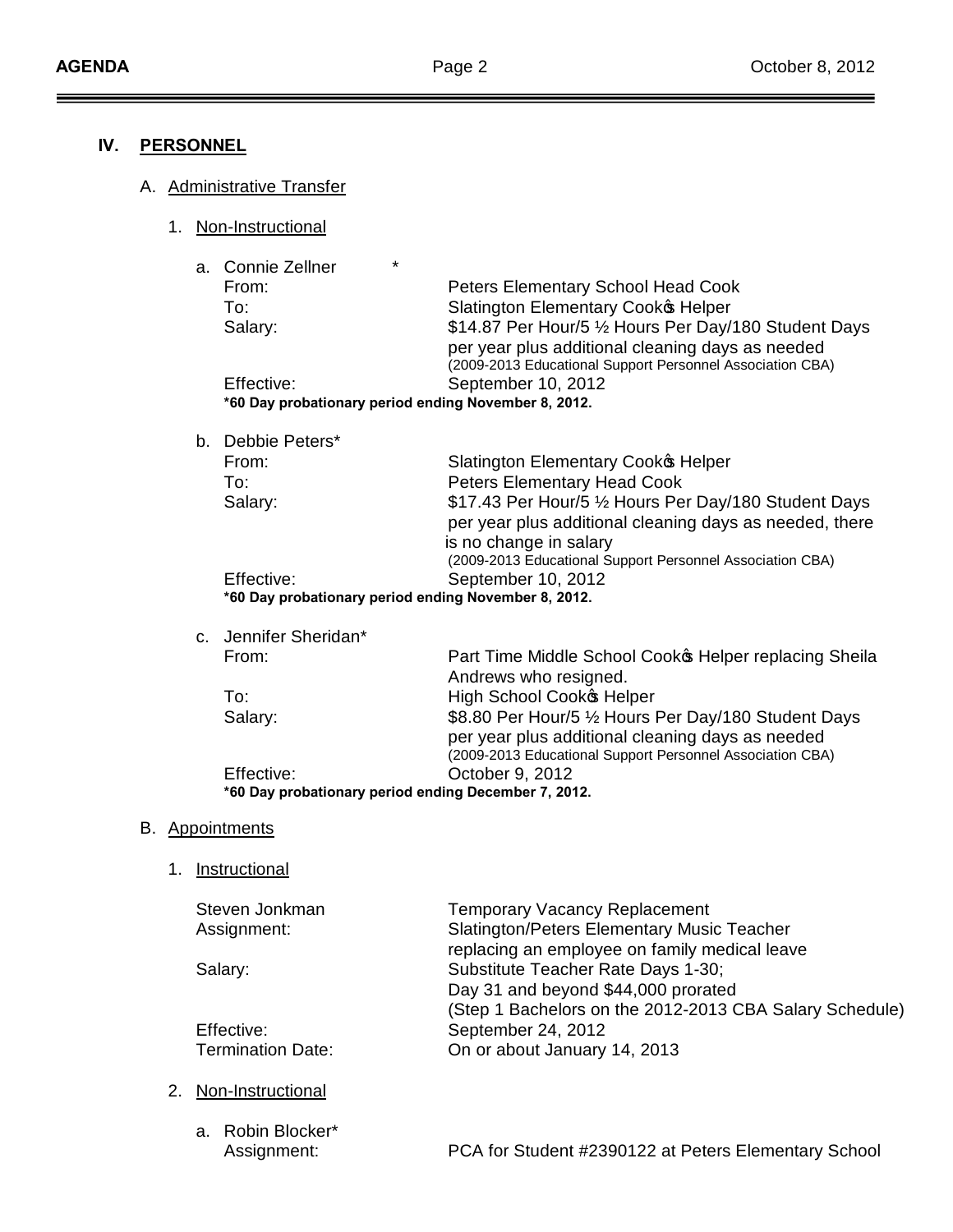## IV. PERSONNEL

### A. Administrative Transfer

1. Non-Instructional

   a. Connie Zellner *

   From: Peters Elementary School Head Cook
   To: Slatington Elementary Cook's Helper
   Salary: $14.87 Per Hour/5 ½ Hours Per Day/180 Student Days per year plus additional cleaning days as needed (2009-2013 Educational Support Personnel Association CBA)
   Effective: September 10, 2012
   **\*60 Day probationary period ending November 8, 2012.**

   b. Debbie Peters*

   From: Slatington Elementary Cook's Helper
   To: Peters Elementary Head Cook
   Salary: $17.43 Per Hour/5 ½ Hours Per Day/180 Student Days per year plus additional cleaning days as needed, there is no change in salary (2009-2013 Educational Support Personnel Association CBA)
   Effective: September 10, 2012
   **\*60 Day probationary period ending November 8, 2012.**

   c. Jennifer Sheridan*

   From: Part Time Middle School Cook's Helper replacing Sheila Andrews who resigned.
   To: High School Cook's Helper
   Salary: $8.80 Per Hour/5 ½ Hours Per Day/180 Student Days per year plus additional cleaning days as needed (2009-2013 Educational Support Personnel Association CBA)
   Effective: October 9, 2012
   **\*60 Day probationary period ending December 7, 2012.**

### B. Appointments

1. Instructional

   Steven Jonkman — Temporary Vacancy Replacement
   Assignment: Slatington/Peters Elementary Music Teacher replacing an employee on family medical leave
   Salary: Substitute Teacher Rate Days 1-30; Day 31 and beyond $44,000 prorated (Step 1 Bachelors on the 2012-2013 CBA Salary Schedule)
   Effective: September 24, 2012
   Termination Date: On or about January 14, 2013

2. Non-Instructional

   a. Robin Blocker*

   Assignment: PCA for Student #2390122 at Peters Elementary School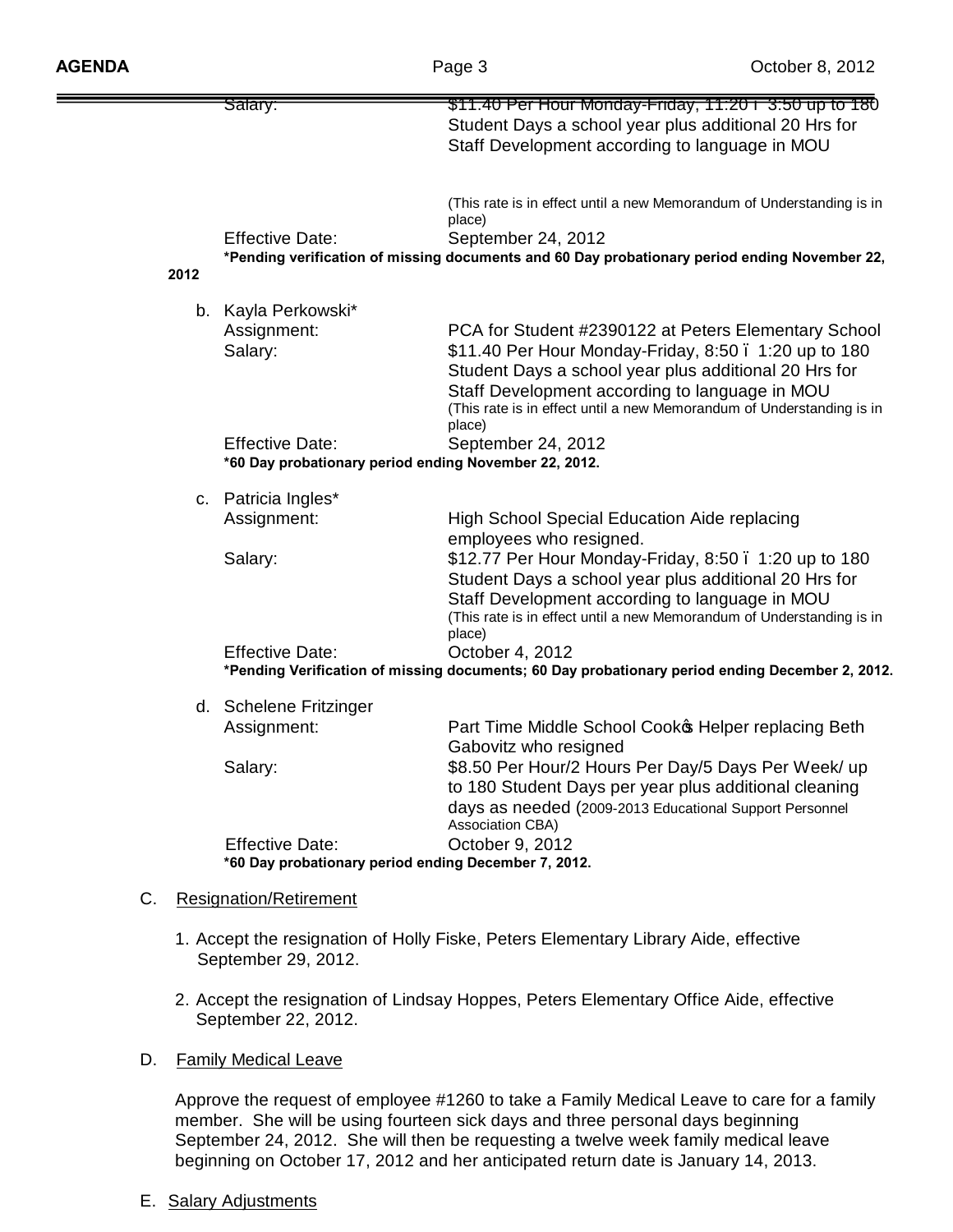Salary: $11.40 Per Hour Monday-Friday, 11:20 – 3:50 up to 180 Student Days a school year plus additional 20 Hrs for Staff Development according to language in MOU

(This rate is in effect until a new Memorandum of Understanding is in place)

Effective Date: September 24, 2012

**\*Pending verification of missing documents and 60 Day probationary period ending November 22, 2012**

b. Kayla Perkowski*

Assignment: PCA for Student #2390122 at Peters Elementary School

Salary: $11.40 Per Hour Monday-Friday, 8:50 – 1:20 up to 180 Student Days a school year plus additional 20 Hrs for Staff Development according to language in MOU (This rate is in effect until a new Memorandum of Understanding is in place)

Effective Date: September 24, 2012

**\*60 Day probationary period ending November 22, 2012.**

c. Patricia Ingles*

Assignment: High School Special Education Aide replacing employees who resigned.

Salary: $12.77 Per Hour Monday-Friday, 8:50 – 1:20 up to 180 Student Days a school year plus additional 20 Hrs for Staff Development according to language in MOU (This rate is in effect until a new Memorandum of Understanding is in place)

Effective Date: October 4, 2012

**\*Pending Verification of missing documents; 60 Day probationary period ending December 2, 2012.**

d. Schelene Fritzinger

Assignment: Part Time Middle School Cook's Helper replacing Beth Gabovitz who resigned

Salary: $8.50 Per Hour/2 Hours Per Day/5 Days Per Week/ up to 180 Student Days per year plus additional cleaning days as needed (2009-2013 Educational Support Personnel Association CBA)

Effective Date: October 9, 2012

**\*60 Day probationary period ending December 7, 2012.**

C. Resignation/Retirement

1. Accept the resignation of Holly Fiske, Peters Elementary Library Aide, effective September 29, 2012.

2. Accept the resignation of Lindsay Hoppes, Peters Elementary Office Aide, effective September 22, 2012.

D. Family Medical Leave

Approve the request of employee #1260 to take a Family Medical Leave to care for a family member. She will be using fourteen sick days and three personal days beginning September 24, 2012. She will then be requesting a twelve week family medical leave beginning on October 17, 2012 and her anticipated return date is January 14, 2013.

E. Salary Adjustments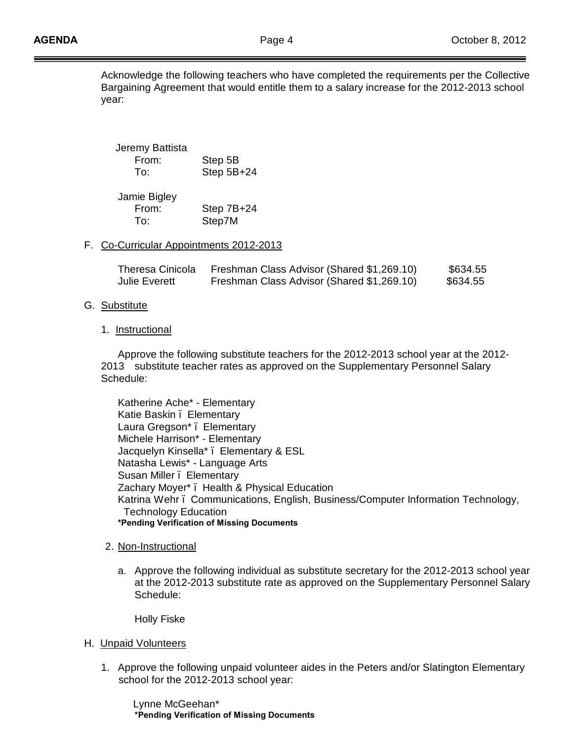Acknowledge the following teachers who have completed the requirements per the Collective Bargaining Agreement that would entitle them to a salary increase for the 2012-2013 school year:

Jeremy Battista
- From: Step 5B
- To: Step 5B+24

Jamie Bigley
- From: Step 7B+24
- To: Step7M

F. Co-Curricular Appointments 2012-2013

| | | |
|---|---|---|
| Theresa Cinicola | Freshman Class Advisor (Shared $1,269.10) | $634.55 |
| Julie Everett | Freshman Class Advisor (Shared $1,269.10) | $634.55 |

G. Substitute

1. Instructional

Approve the following substitute teachers for the 2012-2013 school year at the 2012-2013 substitute teacher rates as approved on the Supplementary Personnel Salary Schedule:

Katherine Ache* - Elementary
Katie Baskin – Elementary
Laura Gregson* – Elementary
Michele Harrison* - Elementary
Jacquelyn Kinsella* – Elementary & ESL
Natasha Lewis* - Language Arts
Susan Miller – Elementary
Zachary Moyer* – Health & Physical Education
Katrina Wehr – Communications, English, Business/Computer Information Technology, Technology Education
**\*Pending Verification of Missing Documents**

2. Non-Instructional

a. Approve the following individual as substitute secretary for the 2012-2013 school year at the 2012-2013 substitute rate as approved on the Supplementary Personnel Salary Schedule:

Holly Fiske

H. Unpaid Volunteers

1. Approve the following unpaid volunteer aides in the Peters and/or Slatington Elementary school for the 2012-2013 school year:

Lynne McGeehan*
**\*Pending Verification of Missing Documents**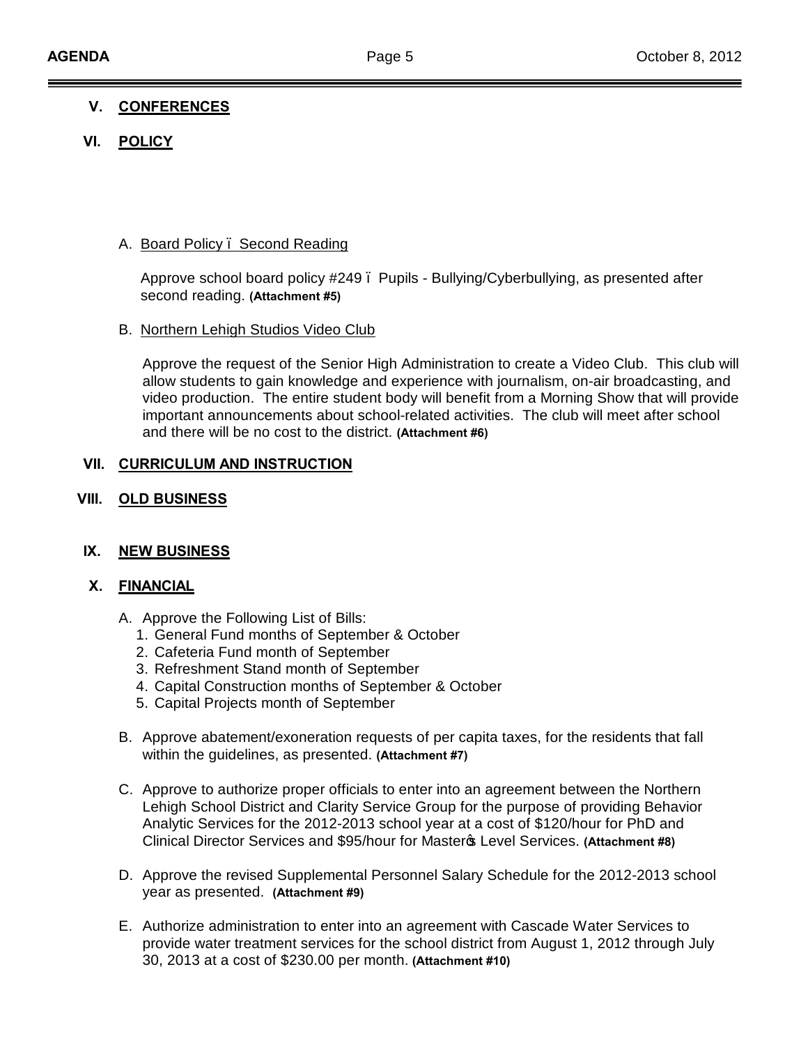## V. CONFERENCES

## VI. POLICY

A. Board Policy – Second Reading

Approve school board policy #249 – Pupils - Bullying/Cyberbullying, as presented after second reading. **(Attachment #5)**

B. Northern Lehigh Studios Video Club

Approve the request of the Senior High Administration to create a Video Club. This club will allow students to gain knowledge and experience with journalism, on-air broadcasting, and video production. The entire student body will benefit from a Morning Show that will provide important announcements about school-related activities. The club will meet after school and there will be no cost to the district. **(Attachment #6)**

## VII. CURRICULUM AND INSTRUCTION

## VIII. OLD BUSINESS

## IX. NEW BUSINESS

## X. FINANCIAL

A. Approve the Following List of Bills:
   1. General Fund months of September & October
   2. Cafeteria Fund month of September
   3. Refreshment Stand month of September
   4. Capital Construction months of September & October
   5. Capital Projects month of September

B. Approve abatement/exoneration requests of per capita taxes, for the residents that fall within the guidelines, as presented. **(Attachment #7)**

C. Approve to authorize proper officials to enter into an agreement between the Northern Lehigh School District and Clarity Service Group for the purpose of providing Behavior Analytic Services for the 2012-2013 school year at a cost of $120/hour for PhD and Clinical Director Services and $95/hour for Master's Level Services. **(Attachment #8)**

D. Approve the revised Supplemental Personnel Salary Schedule for the 2012-2013 school year as presented. **(Attachment #9)**

E. Authorize administration to enter into an agreement with Cascade Water Services to provide water treatment services for the school district from August 1, 2012 through July 30, 2013 at a cost of $230.00 per month. **(Attachment #10)**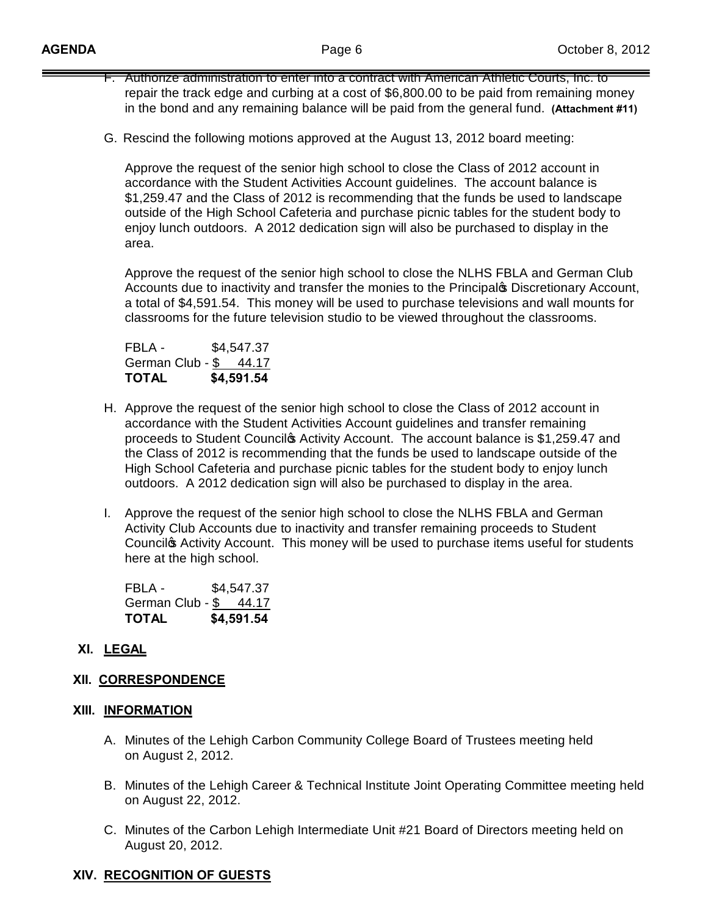F. Authorize administration to enter into a contract with American Athletic Courts, Inc. to repair the track edge and curbing at a cost of $6,800.00 to be paid from remaining money in the bond and any remaining balance will be paid from the general fund. **(Attachment #11)**

G. Rescind the following motions approved at the August 13, 2012 board meeting:

Approve the request of the senior high school to close the Class of 2012 account in accordance with the Student Activities Account guidelines. The account balance is $1,259.47 and the Class of 2012 is recommending that the funds be used to landscape outside of the High School Cafeteria and purchase picnic tables for the student body to enjoy lunch outdoors. A 2012 dedication sign will also be purchased to display in the area.

Approve the request of the senior high school to close the NLHS FBLA and German Club Accounts due to inactivity and transfer the monies to the Principal's Discretionary Account, a total of $4,591.54. This money will be used to purchase televisions and wall mounts for classrooms for the future television studio to be viewed throughout the classrooms.

| | |
|---|---|
| FBLA - | $4,547.37 |
| German Club - | $ 44.17 |
| **TOTAL** | **$4,591.54** |

H. Approve the request of the senior high school to close the Class of 2012 account in accordance with the Student Activities Account guidelines and transfer remaining proceeds to Student Council's Activity Account. The account balance is $1,259.47 and the Class of 2012 is recommending that the funds be used to landscape outside of the High School Cafeteria and purchase picnic tables for the student body to enjoy lunch outdoors. A 2012 dedication sign will also be purchased to display in the area.

I. Approve the request of the senior high school to close the NLHS FBLA and German Activity Club Accounts due to inactivity and transfer remaining proceeds to Student Council's Activity Account. This money will be used to purchase items useful for students here at the high school.

| | |
|---|---|
| FBLA - | $4,547.37 |
| German Club - | $ 44.17 |
| **TOTAL** | **$4,591.54** |

## XI. LEGAL

## XII. CORRESPONDENCE

## XIII. INFORMATION

A. Minutes of the Lehigh Carbon Community College Board of Trustees meeting held on August 2, 2012.

B. Minutes of the Lehigh Career & Technical Institute Joint Operating Committee meeting held on August 22, 2012.

C. Minutes of the Carbon Lehigh Intermediate Unit #21 Board of Directors meeting held on August 20, 2012.

## XIV. RECOGNITION OF GUESTS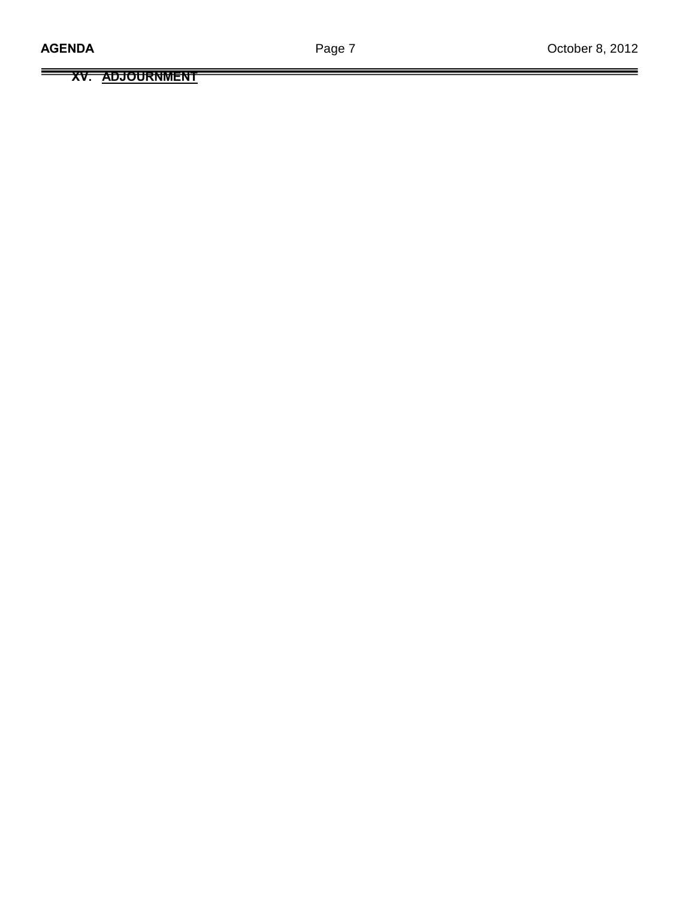## XV. ADJOURNMENT